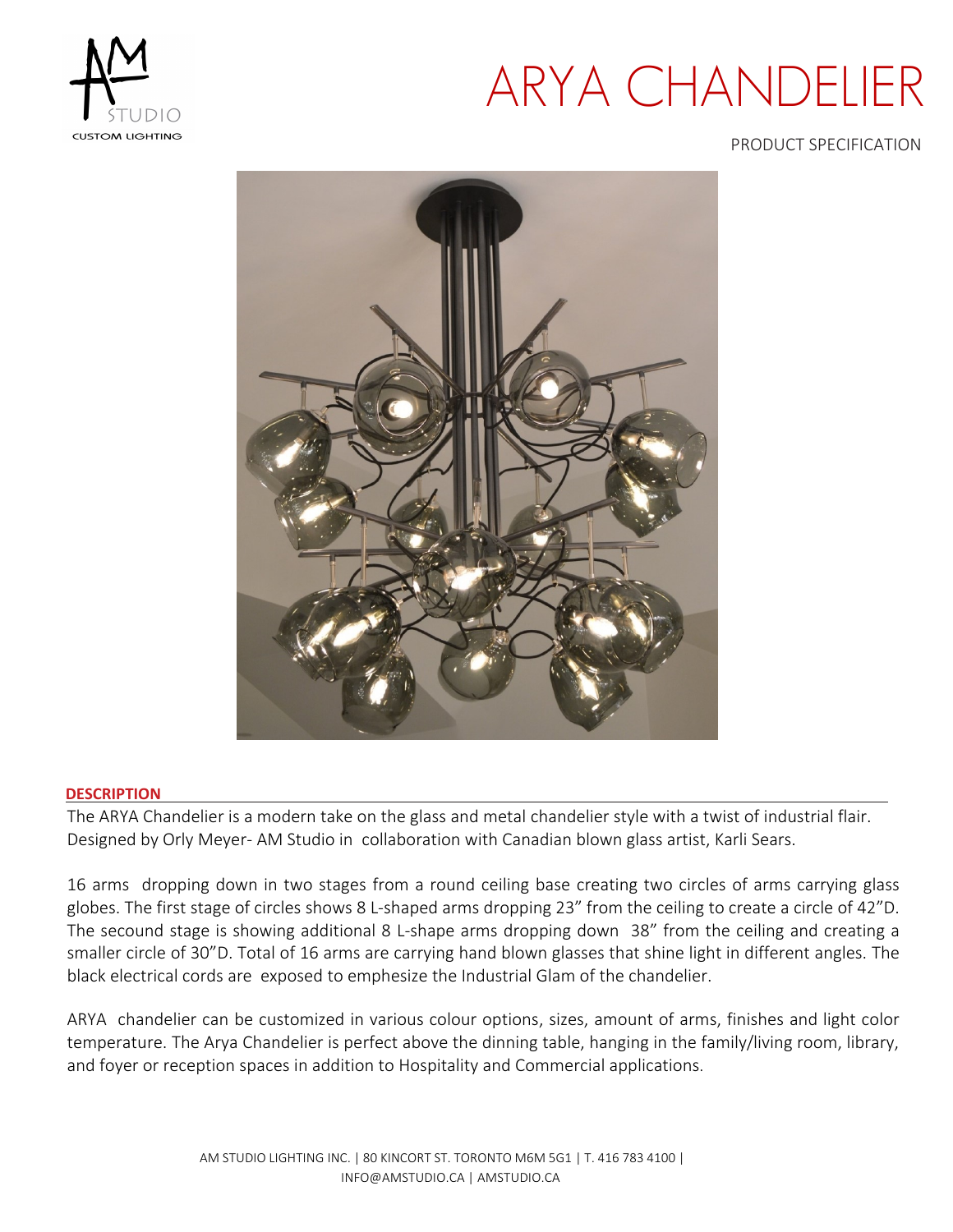# ARYA CHANDELIER

PRODUCT SPECIFICATION

## DESCRIPTION

The ARYA Chandelier is a modern take on the glass and metal chandelier style with a twist of industrial flair. Designed by Orly Meyer- AM Studio in collaboration with Canadian blown glass artist, Karli Sears.

16 arms dropping down in two stages from a round ceiling base creating two circles of arms carrying glass globes. The first stage of circles shows 8 L-shaped arms dropping 23" from the ceiling to create a circle of 42"D. The secound stage is showing additional 8 L-shape arms dropping down 38" from the ceiling and creating a smaller circle of 30"D. Total of 16 arms are carrying hand blown glasses that shine light in different angles. The black electrical cords are exposed to emphesize the Industrial Glam of the chandelier.

ARYA chandelier can be customized in various colour options, sizes, amount of arms, finishes and light color temperature. The Arya Chandelier is perfect above the dinning table, hanging in the family/living room, library, and foyer or reception spaces in addition to Hospitality and Commercial applications.

AM STUDIO LIGHTING INC. | 80 KINCORT ST. TORONTO M6M 5G1 | T. 416 783 4100 | INFO@AMSTUDIO.CA | AMSTUDIO.CA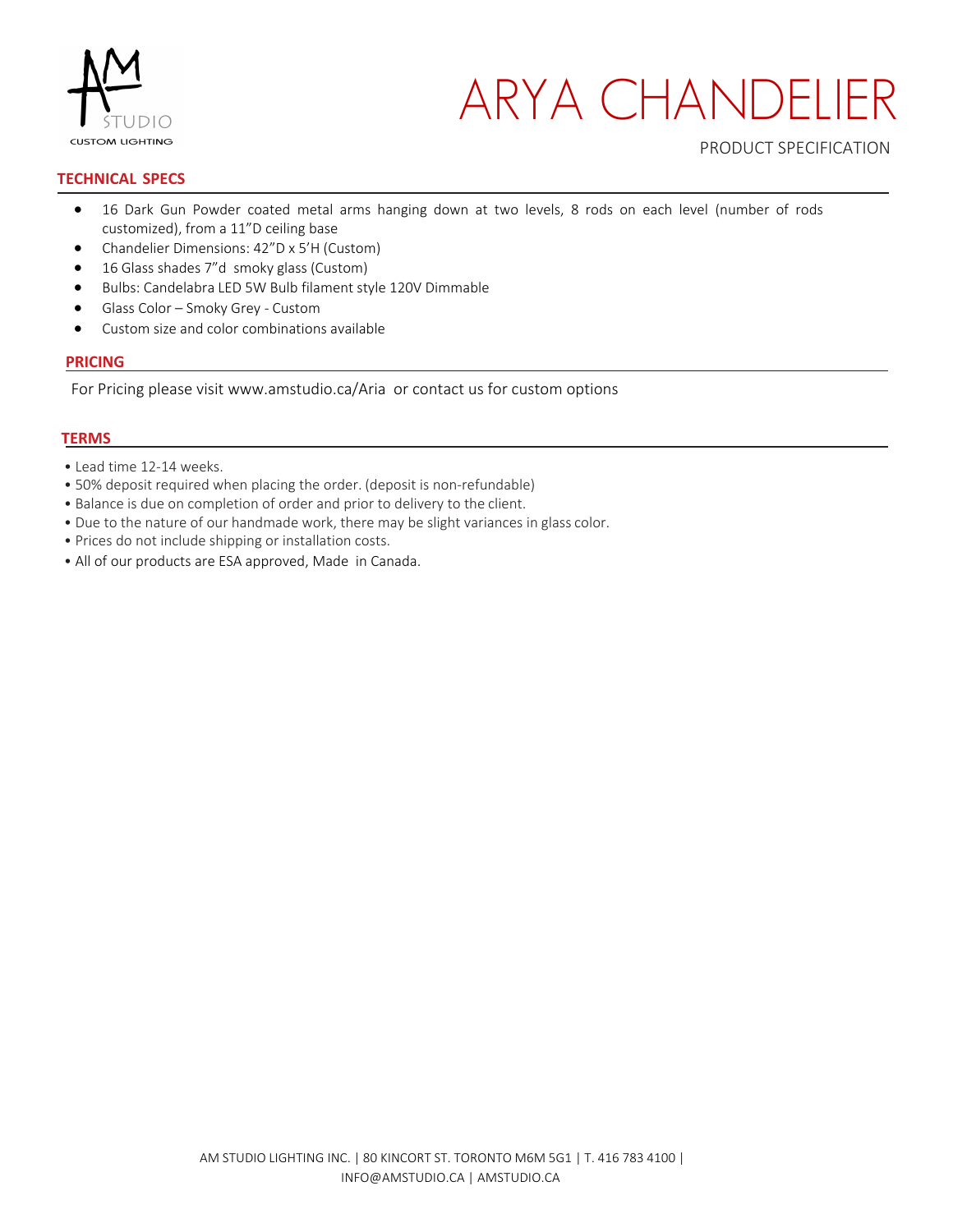AM STUDIO
CUSTOM LIGHTING

# ARYA CHANDELIER

PRODUCT SPECIFICATION

## TECHNICAL SPECS

- 16 Dark Gun Powder coated metal arms hanging down at two levels, 8 rods on each level (number of rods customized), from a 11"D ceiling base
- Chandelier Dimensions: 42"D x 5'H (Custom)
- 16 Glass shades 7"d smoky glass (Custom)
- Bulbs: Candelabra LED 5W Bulb filament style 120V Dimmable
- Glass Color – Smoky Grey - Custom
- Custom size and color combinations available

## PRICING

For Pricing please visit www.amstudio.ca/Aria or contact us for custom options

## TERMS

- Lead time 12-14 weeks.
- 50% deposit required when placing the order. (deposit is non-refundable)
- Balance is due on completion of order and prior to delivery to the client.
- Due to the nature of our handmade work, there may be slight variances in glass color.
- Prices do not include shipping or installation costs.
- All of our products are ESA approved, Made in Canada.

AM STUDIO LIGHTING INC. | 80 KINCORT ST. TORONTO M6M 5G1 | T. 416 783 4100 | INFO@AMSTUDIO.CA | AMSTUDIO.CA